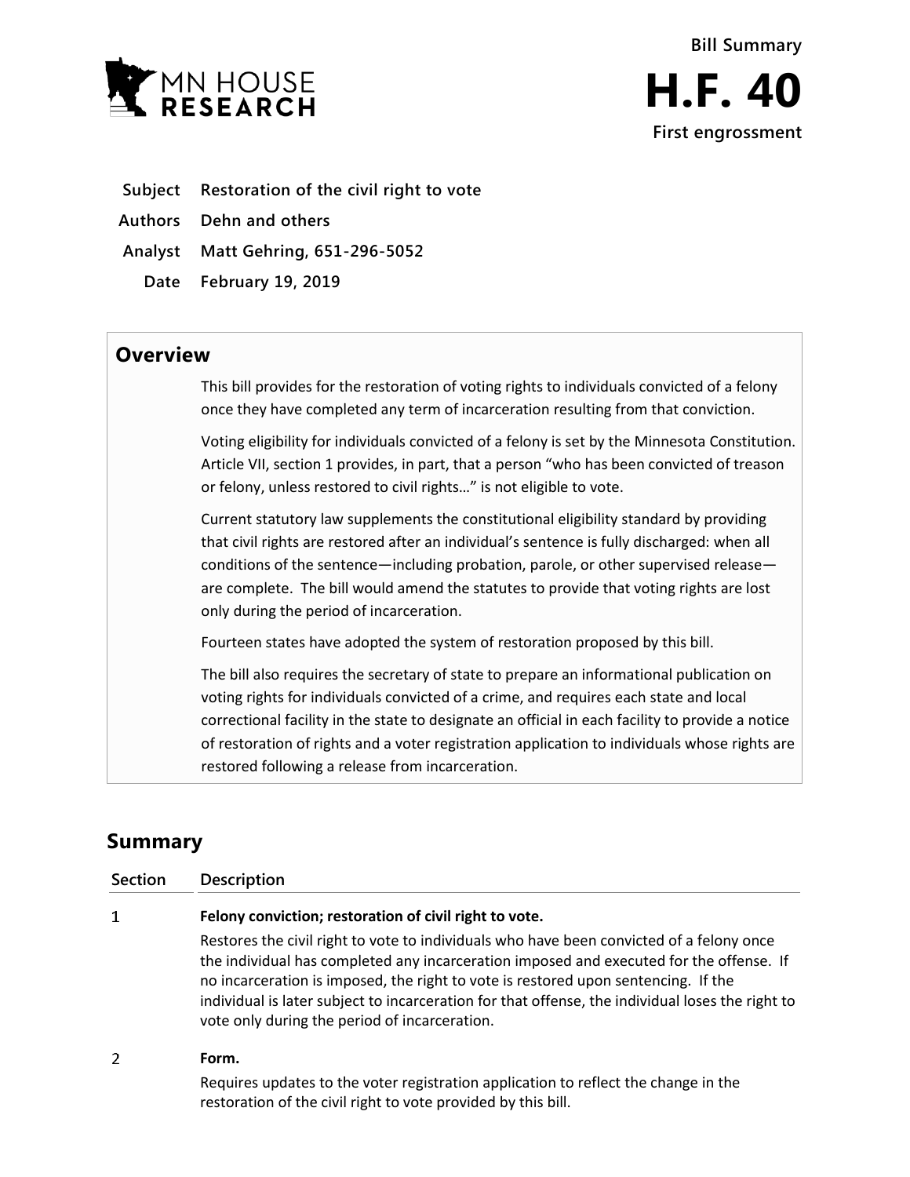MN HOUSE RESEARCH

Bill Summary

# H.F. 40

**First engrossment**

| | |
|---|---|
| **Subject** | **Restoration of the civil right to vote** |
| **Authors** | **Dehn and others** |
| **Analyst** | **Matt Gehring, 651-296-5052** |
| **Date** | **February 19, 2019** |

## Overview

This bill provides for the restoration of voting rights to individuals convicted of a felony once they have completed any term of incarceration resulting from that conviction.

Voting eligibility for individuals convicted of a felony is set by the Minnesota Constitution. Article VII, section 1 provides, in part, that a person "who has been convicted of treason or felony, unless restored to civil rights…" is not eligible to vote.

Current statutory law supplements the constitutional eligibility standard by providing that civil rights are restored after an individual's sentence is fully discharged: when all conditions of the sentence—including probation, parole, or other supervised release—are complete. The bill would amend the statutes to provide that voting rights are lost only during the period of incarceration.

Fourteen states have adopted the system of restoration proposed by this bill.

The bill also requires the secretary of state to prepare an informational publication on voting rights for individuals convicted of a crime, and requires each state and local correctional facility in the state to designate an official in each facility to provide a notice of restoration of rights and a voter registration application to individuals whose rights are restored following a release from incarceration.

## Summary

| Section | Description |
|---|---|
| 1 | **Felony conviction; restoration of civil right to vote.**<br>Restores the civil right to vote to individuals who have been convicted of a felony once the individual has completed any incarceration imposed and executed for the offense. If no incarceration is imposed, the right to vote is restored upon sentencing. If the individual is later subject to incarceration for that offense, the individual loses the right to vote only during the period of incarceration. |
| 2 | **Form.**<br>Requires updates to the voter registration application to reflect the change in the restoration of the civil right to vote provided by this bill. |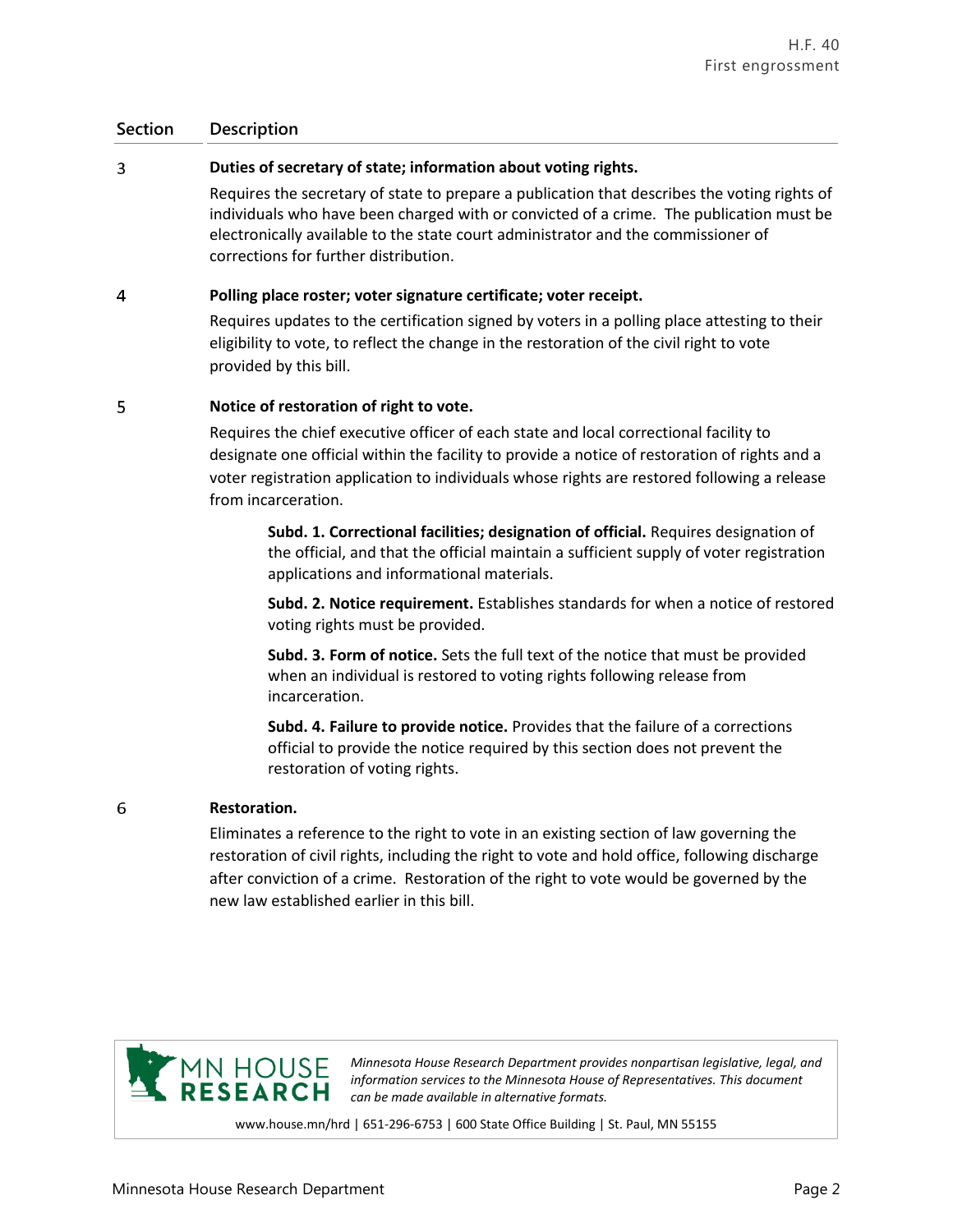| Section | Description |
|---|---|
| 3 | **Duties of secretary of state; information about voting rights.**<br>Requires the secretary of state to prepare a publication that describes the voting rights of individuals who have been charged with or convicted of a crime. The publication must be electronically available to the state court administrator and the commissioner of corrections for further distribution. |
| 4 | **Polling place roster; voter signature certificate; voter receipt.**<br>Requires updates to the certification signed by voters in a polling place attesting to their eligibility to vote, to reflect the change in the restoration of the civil right to vote provided by this bill. |
| 5 | **Notice of restoration of right to vote.**<br>Requires the chief executive officer of each state and local correctional facility to designate one official within the facility to provide a notice of restoration of rights and a voter registration application to individuals whose rights are restored following a release from incarceration.<br><br>**Subd. 1. Correctional facilities; designation of official.** Requires designation of the official, and that the official maintain a sufficient supply of voter registration applications and informational materials.<br><br>**Subd. 2. Notice requirement.** Establishes standards for when a notice of restored voting rights must be provided.<br><br>**Subd. 3. Form of notice.** Sets the full text of the notice that must be provided when an individual is restored to voting rights following release from incarceration.<br><br>**Subd. 4. Failure to provide notice.** Provides that the failure of a corrections official to provide the notice required by this section does not prevent the restoration of voting rights. |
| 6 | **Restoration.**<br>Eliminates a reference to the right to vote in an existing section of law governing the restoration of civil rights, including the right to vote and hold office, following discharge after conviction of a crime. Restoration of the right to vote would be governed by the new law established earlier in this bill. |

MN HOUSE RESEARCH

*Minnesota House Research Department provides nonpartisan legislative, legal, and information services to the Minnesota House of Representatives. This document can be made available in alternative formats.*

www.house.mn/hrd | 651-296-6753 | 600 State Office Building | St. Paul, MN 55155